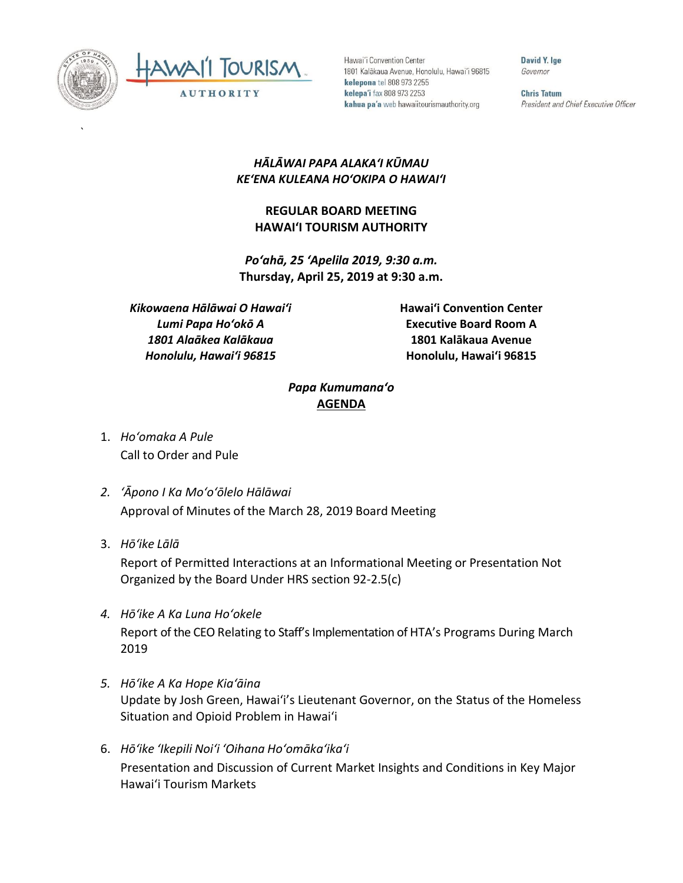Hawaiʻi Convention Center
1801 Kalākaua Avenue, Honolulu, Hawaiʻi 96815
**kelepona** tel 808 973 2255
**kelepaʻi** fax 808 973 2253
**kahua paʻa** web hawaiitourismauthority.org

**David Y. Ige**
*Governor*

**Chris Tatum**
*President and Chief Executive Officer*

***HĀLĀWAI PAPA ALAKAʻI KŪMAU***
***KEʻENA KULEANA HOʻOKIPA O HAWAIʻI***

**REGULAR BOARD MEETING**
**HAWAIʻI TOURISM AUTHORITY**

***Poʻahā, 25 ʻApelila 2019, 9:30 a.m.***
**Thursday, April 25, 2019 at 9:30 a.m.**

***Kikowaena Hālāwai O Hawaiʻi***
***Lumi Papa Hoʻokō A***
***1801 Alaākea Kalākaua***
***Honolulu, Hawaiʻi 96815***

**Hawaiʻi Convention Center**
**Executive Board Room A**
**1801 Kalākaua Avenue**
**Honolulu, Hawaiʻi 96815**

***Papa Kumumanaʻo***
**AGENDA**

1. *Hoʻomaka A Pule*
   Call to Order and Pule

2. *ʻĀpono I Ka Moʻoʻōlelo Hālāwai*
   Approval of Minutes of the March 28, 2019 Board Meeting

3. *Hōʻike Lālā*
   Report of Permitted Interactions at an Informational Meeting or Presentation Not Organized by the Board Under HRS section 92-2.5(c)

4. *Hōʻike A Ka Luna Hoʻokele*
   Report of the CEO Relating to Staff's Implementation of HTA's Programs During March 2019

5. *Hōʻike A Ka Hope Kiaʻāina*
   Update by Josh Green, Hawaiʻi's Lieutenant Governor, on the Status of the Homeless Situation and Opioid Problem in Hawaiʻi

6. *Hōʻike ʻIkepili Noiʻi ʻOihana Hoʻomākaʻikaʻi*
   Presentation and Discussion of Current Market Insights and Conditions in Key Major Hawaiʻi Tourism Markets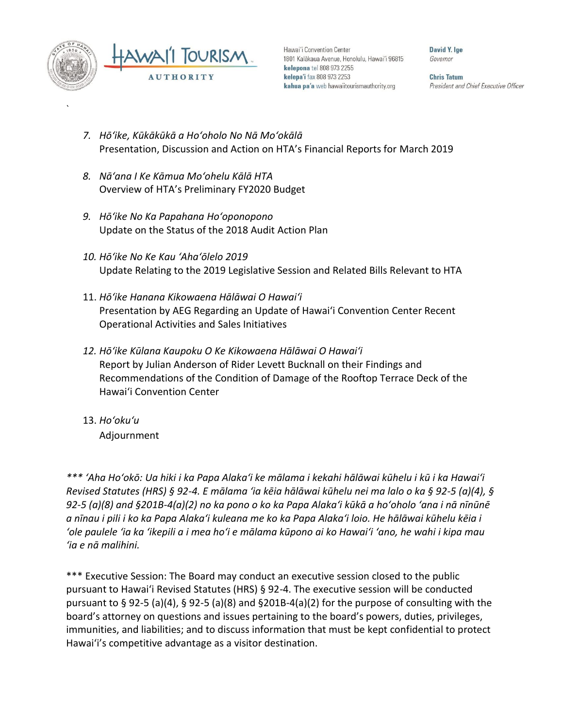7. *Hōʻike, Kūkākūkā a Hoʻoholo No Nā Moʻokālā*
   Presentation, Discussion and Action on HTA's Financial Reports for March 2019

8. *Nāʻana I Ke Kāmua Moʻohelu Kālā HTA*
   Overview of HTA's Preliminary FY2020 Budget

9. *Hōʻike No Ka Papahana Hoʻoponopono*
   Update on the Status of the 2018 Audit Action Plan

10. *Hōʻike No Ke Kau ʻAhaʻōlelo 2019*
    Update Relating to the 2019 Legislative Session and Related Bills Relevant to HTA

11. *Hōʻike Hanana Kikowaena Hālāwai O Hawaiʻi*
    Presentation by AEG Regarding an Update of Hawaiʻi Convention Center Recent Operational Activities and Sales Initiatives

12. *Hōʻike Kūlana Kaupoku O Ke Kikowaena Hālāwai O Hawaiʻi*
    Report by Julian Anderson of Rider Levett Bucknall on their Findings and Recommendations of the Condition of Damage of the Rooftop Terrace Deck of the Hawaiʻi Convention Center

13. *Hoʻokuʻu*
    Adjournment

*\*\*\* ʻAha Hoʻokō: Ua hiki i ka Papa Alakaʻi ke mālama i kekahi hālāwai kūhelu i kū i ka Hawaiʻi Revised Statutes (HRS) § 92-4. E mālama ʻia kēia hālāwai kūhelu nei ma lalo o ka § 92-5 (a)(4), § 92-5 (a)(8) and §201B-4(a)(2) no ka pono o ko ka Papa Alakaʻi kūkā a hoʻoholo ʻana i nā nīnūnē a nīnau i pili i ko ka Papa Alakaʻi kuleana me ko ka Papa Alakaʻi loio. He hālāwai kūhelu kēia i ʻole paulele ʻia ka ʻikepili a i mea hoʻi e mālama kūpono ai ko Hawaiʻi ʻano, he wahi i kipa mau ʻia e nā malihini.*

\*\*\* Executive Session: The Board may conduct an executive session closed to the public pursuant to Hawaiʻi Revised Statutes (HRS) § 92-4. The executive session will be conducted pursuant to § 92-5 (a)(4), § 92-5 (a)(8) and §201B-4(a)(2) for the purpose of consulting with the board's attorney on questions and issues pertaining to the board's powers, duties, privileges, immunities, and liabilities; and to discuss information that must be kept confidential to protect Hawaiʻi's competitive advantage as a visitor destination.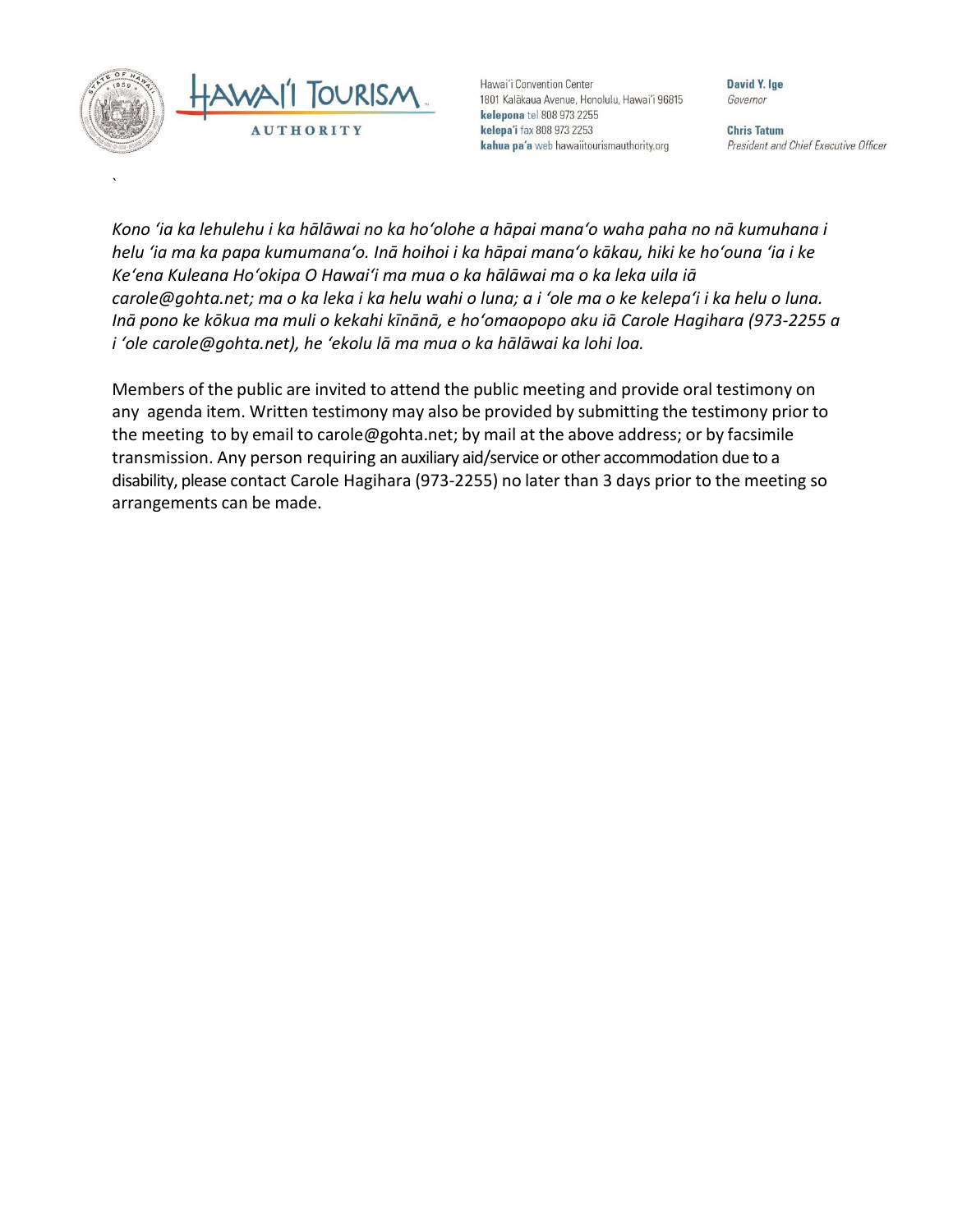*Kono ʻia ka lehulehu i ka hālāwai no ka hoʻolohe a hāpai manaʻo waha paha no nā kumuhana i helu ʻia ma ka papa kumumanaʻo. Inā hoihoi i ka hāpai manaʻo kākau, hiki ke hoʻouna ʻia i ke Keʻena Kuleana Hoʻokipa O Hawaiʻi ma mua o ka hālāwai ma o ka leka uila iā carole@gohta.net; ma o ka leka i ka helu wahi o luna; a i ʻole ma o ke kelepaʻi i ka helu o luna. Inā pono ke kōkua ma muli o kekahi kīnānā, e hoʻomaopopo aku iā Carole Hagihara (973-2255 a i ʻole carole@gohta.net), he ʻekolu lā ma mua o ka hālāwai ka lohi loa.*

Members of the public are invited to attend the public meeting and provide oral testimony on any agenda item. Written testimony may also be provided by submitting the testimony prior to the meeting to by email to carole@gohta.net; by mail at the above address; or by facsimile transmission. Any person requiring an auxiliary aid/service or other accommodation due to a disability, please contact Carole Hagihara (973-2255) no later than 3 days prior to the meeting so arrangements can be made.